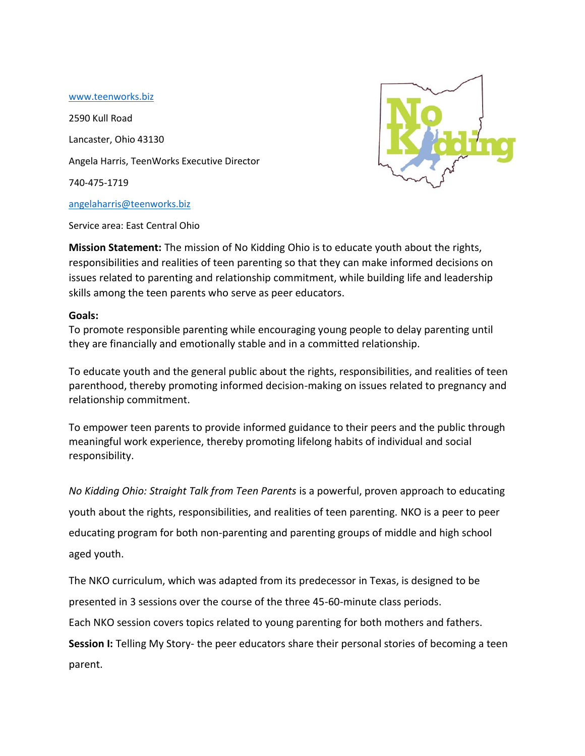www.teenworks.biz

2590 Kull Road

Lancaster, Ohio 43130

Angela Harris, TeenWorks Executive Director

740-475-1719

angelaharris@teenworks.biz

Service area: East Central Ohio

**Mission Statement:** The mission of No Kidding Ohio is to educate youth about the rights, responsibilities and realities of teen parenting so that they can make informed decisions on issues related to parenting and relationship commitment, while building life and leadership skills among the teen parents who serve as peer educators.

**Goals:**

To promote responsible parenting while encouraging young people to delay parenting until they are financially and emotionally stable and in a committed relationship.

To educate youth and the general public about the rights, responsibilities, and realities of teen parenthood, thereby promoting informed decision-making on issues related to pregnancy and relationship commitment.

To empower teen parents to provide informed guidance to their peers and the public through meaningful work experience, thereby promoting lifelong habits of individual and social responsibility.

*No Kidding Ohio: Straight Talk from Teen Parents* is a powerful, proven approach to educating youth about the rights, responsibilities, and realities of teen parenting. NKO is a peer to peer educating program for both non-parenting and parenting groups of middle and high school aged youth.

The NKO curriculum, which was adapted from its predecessor in Texas, is designed to be presented in 3 sessions over the course of the three 45-60-minute class periods.

Each NKO session covers topics related to young parenting for both mothers and fathers.

**Session I:** Telling My Story- the peer educators share their personal stories of becoming a teen parent.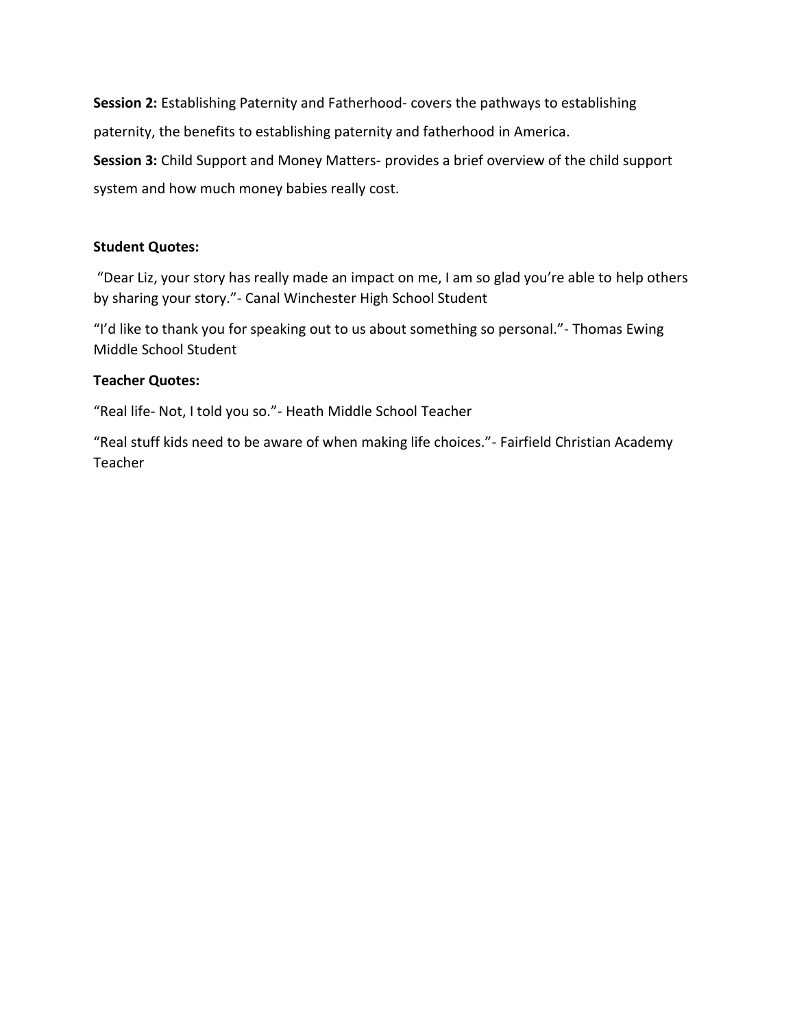**Session 2:** Establishing Paternity and Fatherhood- covers the pathways to establishing paternity, the benefits to establishing paternity and fatherhood in America.

**Session 3:** Child Support and Money Matters- provides a brief overview of the child support system and how much money babies really cost.

**Student Quotes:**

"Dear Liz, your story has really made an impact on me, I am so glad you're able to help others by sharing your story."- Canal Winchester High School Student

"I'd like to thank you for speaking out to us about something so personal."- Thomas Ewing Middle School Student

**Teacher Quotes:**

"Real life- Not, I told you so."- Heath Middle School Teacher

"Real stuff kids need to be aware of when making life choices."- Fairfield Christian Academy Teacher